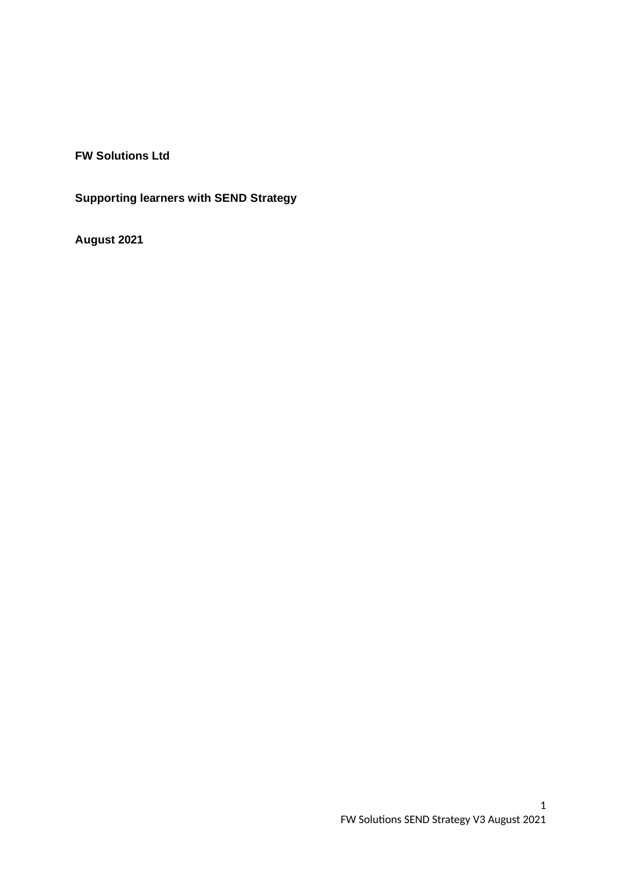**FW Solutions Ltd**

**Supporting learners with SEND Strategy**

**August 2021**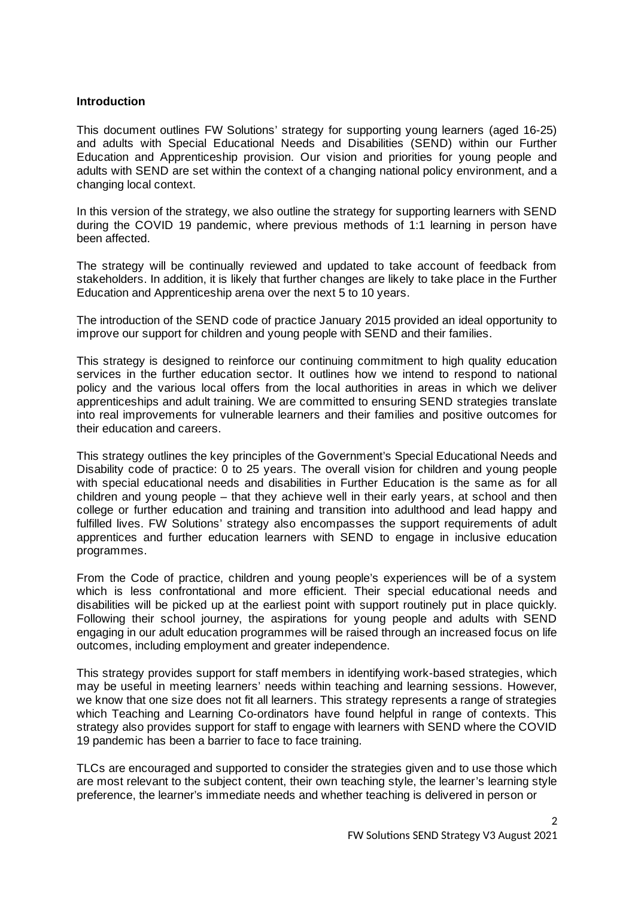**Introduction**

This document outlines FW Solutions' strategy for supporting young learners (aged 16-25) and adults with Special Educational Needs and Disabilities (SEND) within our Further Education and Apprenticeship provision. Our vision and priorities for young people and adults with SEND are set within the context of a changing national policy environment, and a changing local context.

In this version of the strategy, we also outline the strategy for supporting learners with SEND during the COVID 19 pandemic, where previous methods of 1:1 learning in person have been affected.

The strategy will be continually reviewed and updated to take account of feedback from stakeholders. In addition, it is likely that further changes are likely to take place in the Further Education and Apprenticeship arena over the next 5 to 10 years.

The introduction of the SEND code of practice January 2015 provided an ideal opportunity to improve our support for children and young people with SEND and their families.

This strategy is designed to reinforce our continuing commitment to high quality education services in the further education sector. It outlines how we intend to respond to national policy and the various local offers from the local authorities in areas in which we deliver apprenticeships and adult training. We are committed to ensuring SEND strategies translate into real improvements for vulnerable learners and their families and positive outcomes for their education and careers.

This strategy outlines the key principles of the Government's Special Educational Needs and Disability code of practice: 0 to 25 years. The overall vision for children and young people with special educational needs and disabilities in Further Education is the same as for all children and young people – that they achieve well in their early years, at school and then college or further education and training and transition into adulthood and lead happy and fulfilled lives. FW Solutions' strategy also encompasses the support requirements of adult apprentices and further education learners with SEND to engage in inclusive education programmes.

From the Code of practice, children and young people's experiences will be of a system which is less confrontational and more efficient. Their special educational needs and disabilities will be picked up at the earliest point with support routinely put in place quickly. Following their school journey, the aspirations for young people and adults with SEND engaging in our adult education programmes will be raised through an increased focus on life outcomes, including employment and greater independence.

This strategy provides support for staff members in identifying work-based strategies, which may be useful in meeting learners' needs within teaching and learning sessions. However, we know that one size does not fit all learners. This strategy represents a range of strategies which Teaching and Learning Co-ordinators have found helpful in range of contexts. This strategy also provides support for staff to engage with learners with SEND where the COVID 19 pandemic has been a barrier to face to face training.

TLCs are encouraged and supported to consider the strategies given and to use those which are most relevant to the subject content, their own teaching style, the learner's learning style preference, the learner's immediate needs and whether teaching is delivered in person or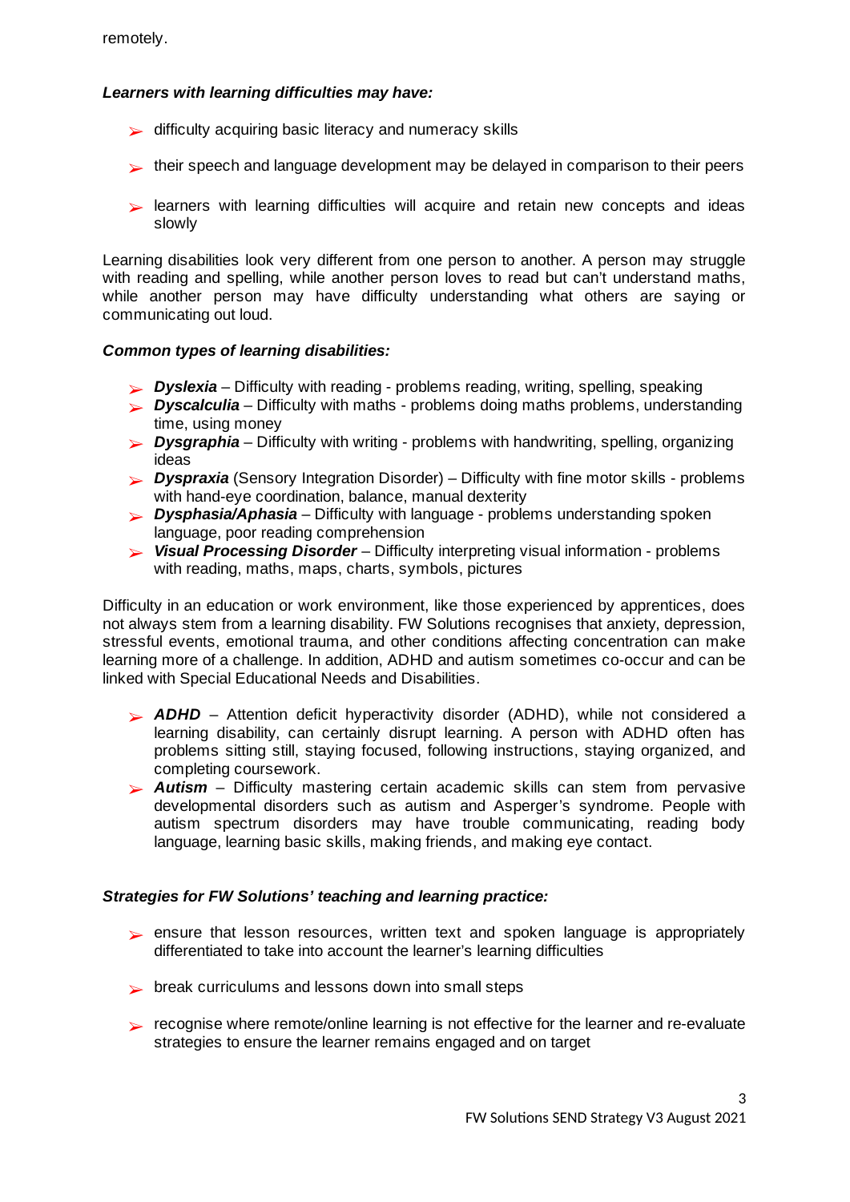remotely.

***Learners with learning difficulties may have:***

- difficulty acquiring basic literacy and numeracy skills
- their speech and language development may be delayed in comparison to their peers
- learners with learning difficulties will acquire and retain new concepts and ideas slowly

Learning disabilities look very different from one person to another. A person may struggle with reading and spelling, while another person loves to read but can't understand maths, while another person may have difficulty understanding what others are saying or communicating out loud.

***Common types of learning disabilities:***

- ***Dyslexia*** – Difficulty with reading - problems reading, writing, spelling, speaking
- ***Dyscalculia*** – Difficulty with maths - problems doing maths problems, understanding time, using money
- ***Dysgraphia*** – Difficulty with writing - problems with handwriting, spelling, organizing ideas
- ***Dyspraxia*** (Sensory Integration Disorder) – Difficulty with fine motor skills - problems with hand-eye coordination, balance, manual dexterity
- ***Dysphasia/Aphasia*** – Difficulty with language - problems understanding spoken language, poor reading comprehension
- ***Visual Processing Disorder*** – Difficulty interpreting visual information - problems with reading, maths, maps, charts, symbols, pictures

Difficulty in an education or work environment, like those experienced by apprentices, does not always stem from a learning disability. FW Solutions recognises that anxiety, depression, stressful events, emotional trauma, and other conditions affecting concentration can make learning more of a challenge. In addition, ADHD and autism sometimes co-occur and can be linked with Special Educational Needs and Disabilities.

- ***ADHD*** – Attention deficit hyperactivity disorder (ADHD), while not considered a learning disability, can certainly disrupt learning. A person with ADHD often has problems sitting still, staying focused, following instructions, staying organized, and completing coursework.
- ***Autism*** – Difficulty mastering certain academic skills can stem from pervasive developmental disorders such as autism and Asperger's syndrome. People with autism spectrum disorders may have trouble communicating, reading body language, learning basic skills, making friends, and making eye contact.

***Strategies for FW Solutions' teaching and learning practice:***

- ensure that lesson resources, written text and spoken language is appropriately differentiated to take into account the learner's learning difficulties
- break curriculums and lessons down into small steps
- recognise where remote/online learning is not effective for the learner and re-evaluate strategies to ensure the learner remains engaged and on target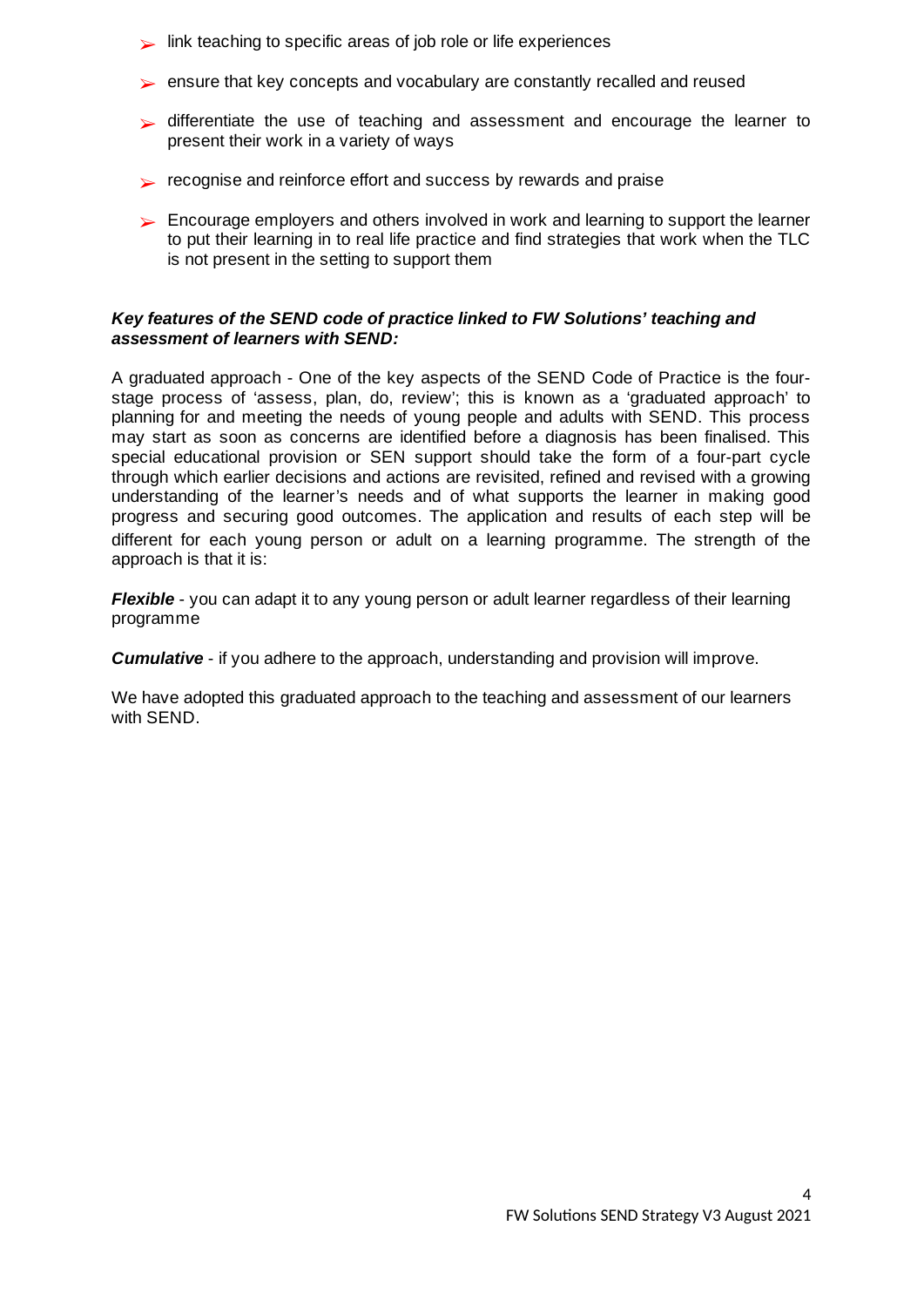- link teaching to specific areas of job role or life experiences
- ensure that key concepts and vocabulary are constantly recalled and reused
- differentiate the use of teaching and assessment and encourage the learner to present their work in a variety of ways
- recognise and reinforce effort and success by rewards and praise
- Encourage employers and others involved in work and learning to support the learner to put their learning in to real life practice and find strategies that work when the TLC is not present in the setting to support them

***Key features of the SEND code of practice linked to FW Solutions' teaching and assessment of learners with SEND:***

A graduated approach - One of the key aspects of the SEND Code of Practice is the four-stage process of 'assess, plan, do, review'; this is known as a 'graduated approach' to planning for and meeting the needs of young people and adults with SEND. This process may start as soon as concerns are identified before a diagnosis has been finalised. This special educational provision or SEN support should take the form of a four-part cycle through which earlier decisions and actions are revisited, refined and revised with a growing understanding of the learner's needs and of what supports the learner in making good progress and securing good outcomes. The application and results of each step will be different for each young person or adult on a learning programme. The strength of the approach is that it is:

***Flexible*** - you can adapt it to any young person or adult learner regardless of their learning programme

***Cumulative*** - if you adhere to the approach, understanding and provision will improve.

We have adopted this graduated approach to the teaching and assessment of our learners with SEND.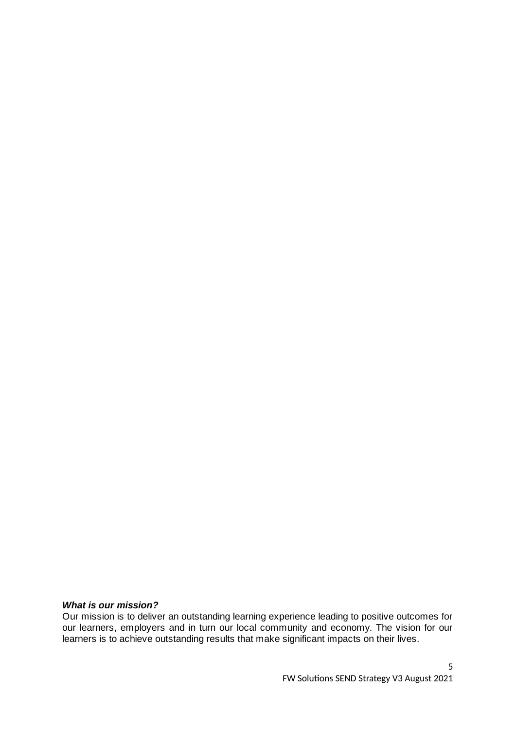***What is our mission?***

Our mission is to deliver an outstanding learning experience leading to positive outcomes for our learners, employers and in turn our local community and economy. The vision for our learners is to achieve outstanding results that make significant impacts on their lives.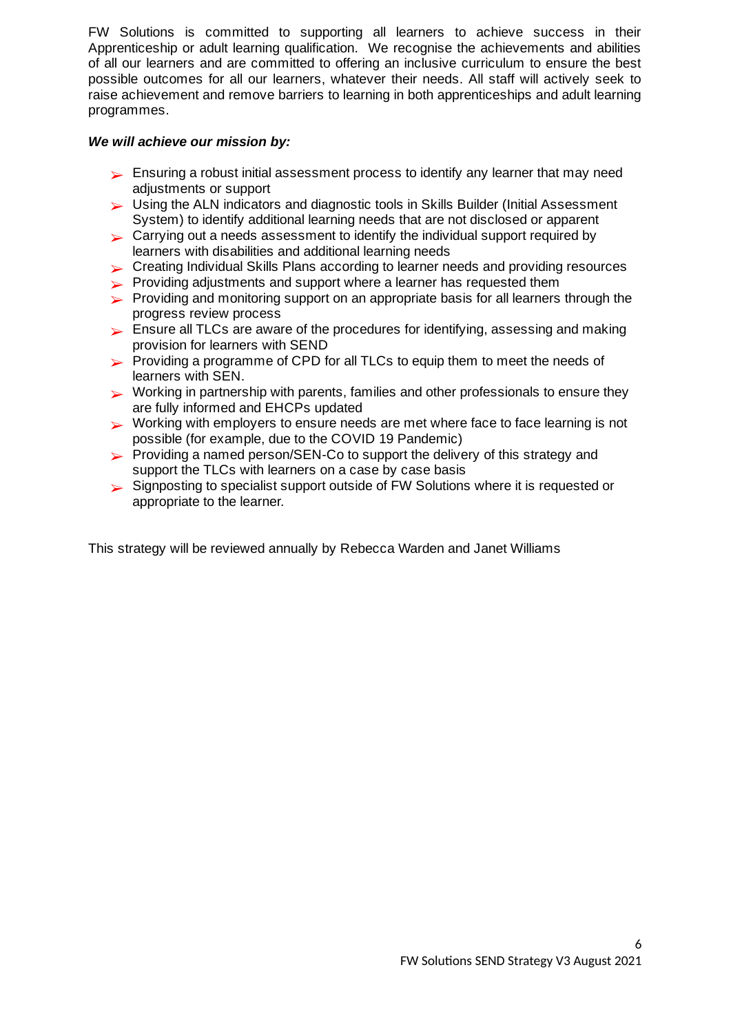FW Solutions is committed to supporting all learners to achieve success in their Apprenticeship or adult learning qualification. We recognise the achievements and abilities of all our learners and are committed to offering an inclusive curriculum to ensure the best possible outcomes for all our learners, whatever their needs. All staff will actively seek to raise achievement and remove barriers to learning in both apprenticeships and adult learning programmes.

***We will achieve our mission by:***

- Ensuring a robust initial assessment process to identify any learner that may need adjustments or support
- Using the ALN indicators and diagnostic tools in Skills Builder (Initial Assessment System) to identify additional learning needs that are not disclosed or apparent
- Carrying out a needs assessment to identify the individual support required by learners with disabilities and additional learning needs
- Creating Individual Skills Plans according to learner needs and providing resources
- Providing adjustments and support where a learner has requested them
- Providing and monitoring support on an appropriate basis for all learners through the progress review process
- Ensure all TLCs are aware of the procedures for identifying, assessing and making provision for learners with SEND
- Providing a programme of CPD for all TLCs to equip them to meet the needs of learners with SEN.
- Working in partnership with parents, families and other professionals to ensure they are fully informed and EHCPs updated
- Working with employers to ensure needs are met where face to face learning is not possible (for example, due to the COVID 19 Pandemic)
- Providing a named person/SEN-Co to support the delivery of this strategy and support the TLCs with learners on a case by case basis
- Signposting to specialist support outside of FW Solutions where it is requested or appropriate to the learner.

This strategy will be reviewed annually by Rebecca Warden and Janet Williams